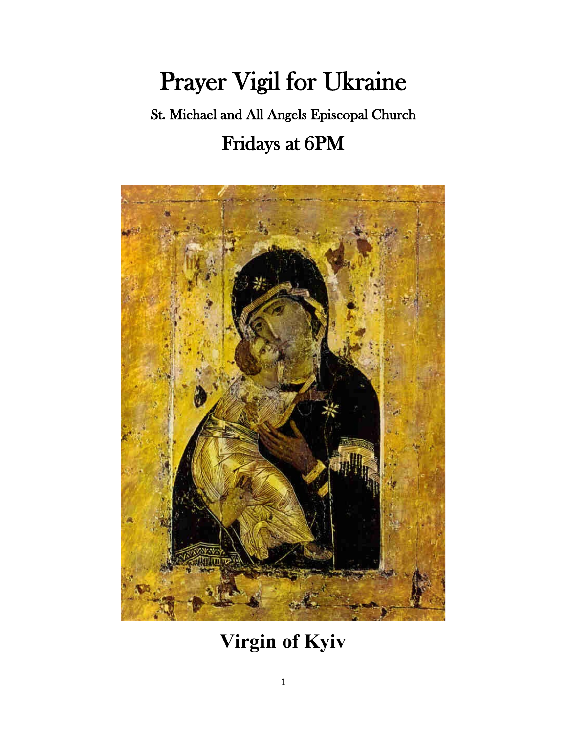# Prayer Vigil for Ukraine

## St. Michael and All Angels Episcopal Church

## Fridays at 6PM

**Virgin of Kyiv**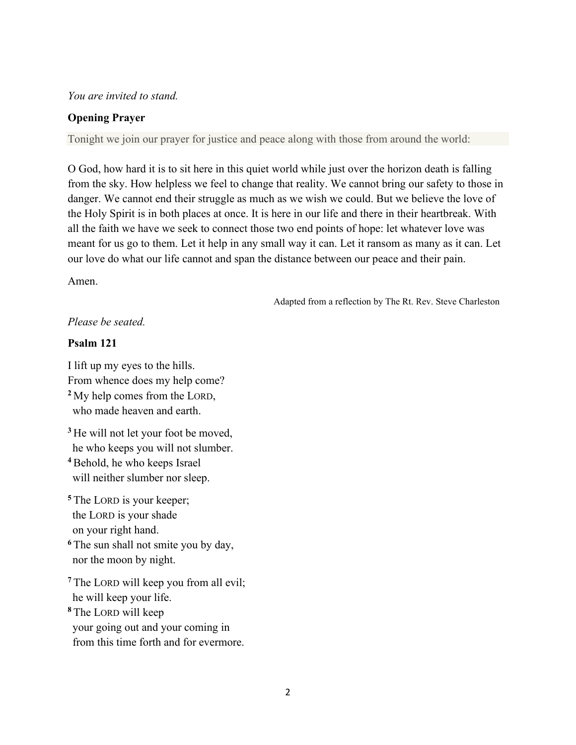*You are invited to stand.*

**Opening Prayer**

Tonight we join our prayer for justice and peace along with those from around the world:

O God, how hard it is to sit here in this quiet world while just over the horizon death is falling from the sky. How helpless we feel to change that reality. We cannot bring our safety to those in danger. We cannot end their struggle as much as we wish we could. But we believe the love of the Holy Spirit is in both places at once. It is here in our life and there in their heartbreak. With all the faith we have we seek to connect those two end points of hope: let whatever love was meant for us go to them. Let it help in any small way it can. Let it ransom as many as it can. Let our love do what our life cannot and span the distance between our peace and their pain.

Amen.

Adapted from a reflection by The Rt. Rev. Steve Charleston

*Please be seated.*

**Psalm 121**

I lift up my eyes to the hills.
From whence does my help come?
[2] My help comes from the LORD,
who made heaven and earth.

[3] He will not let your foot be moved,
he who keeps you will not slumber.
[4] Behold, he who keeps Israel
will neither slumber nor sleep.

[5] The LORD is your keeper;
the LORD is your shade
on your right hand.
[6] The sun shall not smite you by day,
nor the moon by night.

[7] The LORD will keep you from all evil;
he will keep your life.
[8] The LORD will keep
your going out and your coming in
from this time forth and for evermore.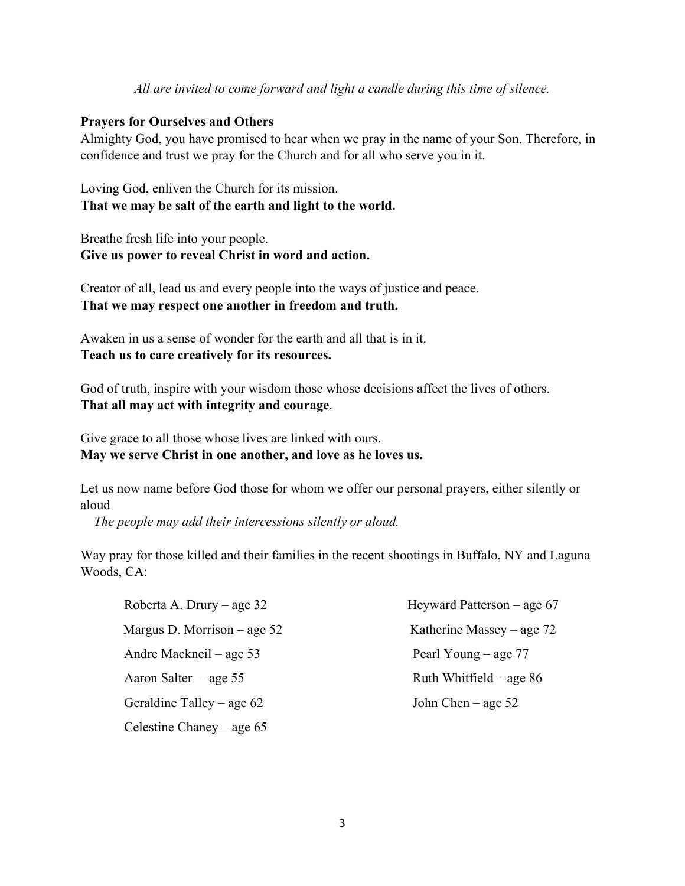*All are invited to come forward and light a candle during this time of silence.*

**Prayers for Ourselves and Others**

Almighty God, you have promised to hear when we pray in the name of your Son. Therefore, in confidence and trust we pray for the Church and for all who serve you in it.

Loving God, enliven the Church for its mission.
**That we may be salt of the earth and light to the world.**

Breathe fresh life into your people.
**Give us power to reveal Christ in word and action.**

Creator of all, lead us and every people into the ways of justice and peace.
**That we may respect one another in freedom and truth.**

Awaken in us a sense of wonder for the earth and all that is in it.
**Teach us to care creatively for its resources.**

God of truth, inspire with your wisdom those whose decisions affect the lives of others.
**That all may act with integrity and courage**.

Give grace to all those whose lives are linked with ours.
**May we serve Christ in one another, and love as he loves us.**

Let us now name before God those for whom we offer our personal prayers, either silently or aloud

*The people may add their intercessions silently or aloud.*

Way pray for those killed and their families in the recent shootings in Buffalo, NY and Laguna Woods, CA:

Roberta A. Drury – age 32
Margus D. Morrison – age 52
Andre Mackneil – age 53
Aaron Salter – age 55
Geraldine Talley – age 62
Celestine Chaney – age 65
Heyward Patterson – age 67
Katherine Massey – age 72
Pearl Young – age 77
Ruth Whitfield – age 86
John Chen – age 52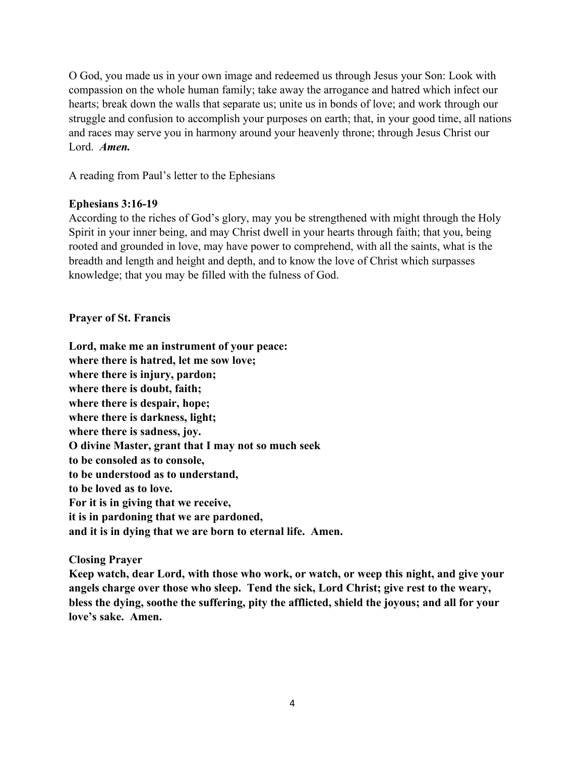O God, you made us in your own image and redeemed us through Jesus your Son: Look with compassion on the whole human family; take away the arrogance and hatred which infect our hearts; break down the walls that separate us; unite us in bonds of love; and work through our struggle and confusion to accomplish your purposes on earth; that, in your good time, all nations and races may serve you in harmony around your heavenly throne; through Jesus Christ our Lord. ***Amen.***

A reading from Paul's letter to the Ephesians

**Ephesians 3:16-19**

According to the riches of God's glory, may you be strengthened with might through the Holy Spirit in your inner being, and may Christ dwell in your hearts through faith; that you, being rooted and grounded in love, may have power to comprehend, with all the saints, what is the breadth and length and height and depth, and to know the love of Christ which surpasses knowledge; that you may be filled with the fulness of God.

**Prayer of St. Francis**

**Lord, make me an instrument of your peace:**
**where there is hatred, let me sow love;**
**where there is injury, pardon;**
**where there is doubt, faith;**
**where there is despair, hope;**
**where there is darkness, light;**
**where there is sadness, joy.**
**O divine Master, grant that I may not so much seek**
**to be consoled as to console,**
**to be understood as to understand,**
**to be loved as to love.**
**For it is in giving that we receive,**
**it is in pardoning that we are pardoned,**
**and it is in dying that we are born to eternal life. Amen.**

**Closing Prayer**

**Keep watch, dear Lord, with those who work, or watch, or weep this night, and give your angels charge over those who sleep. Tend the sick, Lord Christ; give rest to the weary, bless the dying, soothe the suffering, pity the afflicted, shield the joyous; and all for your love's sake. Amen.**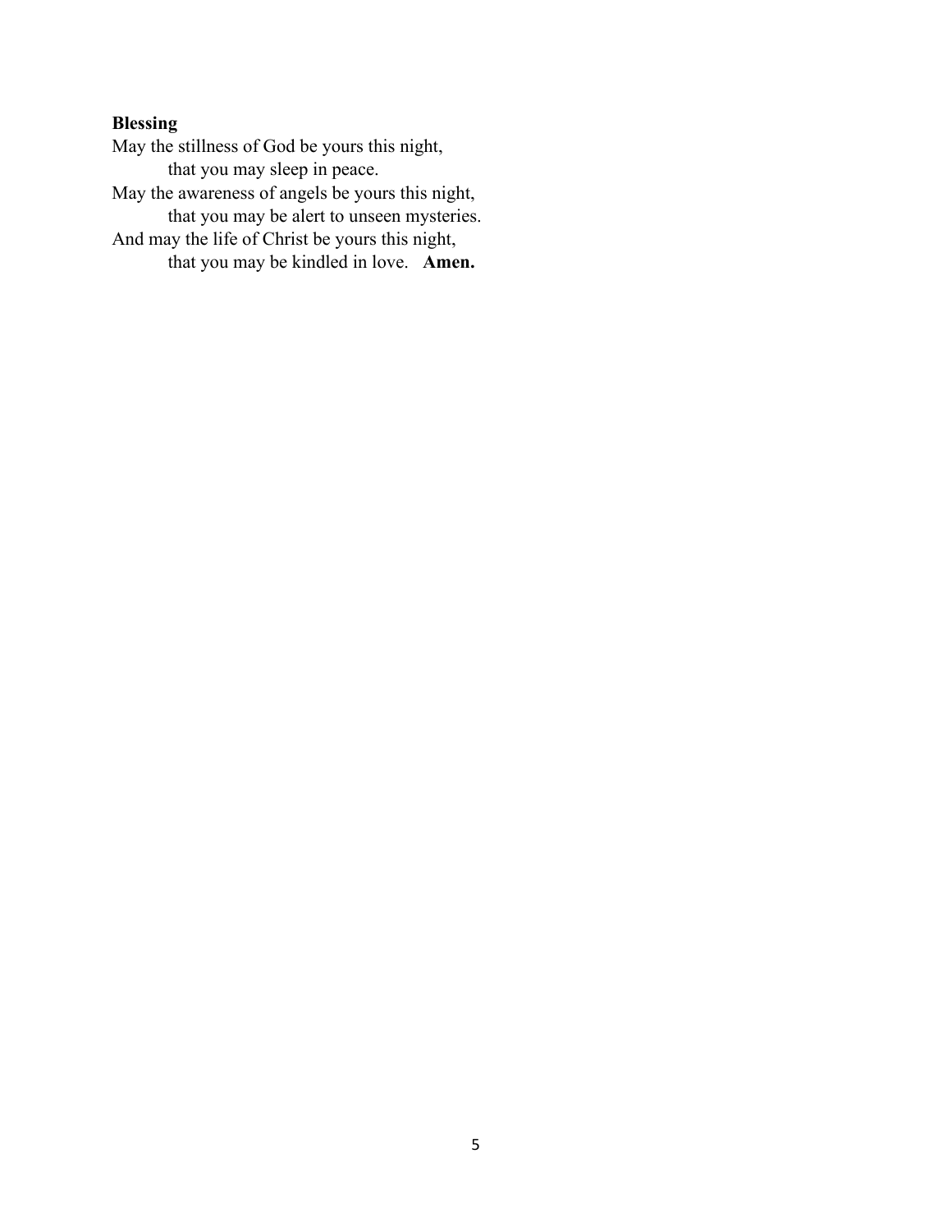**Blessing**

May the stillness of God be yours this night,
  that you may sleep in peace.
May the awareness of angels be yours this night,
  that you may be alert to unseen mysteries.
And may the life of Christ be yours this night,
  that you may be kindled in love. **Amen.**